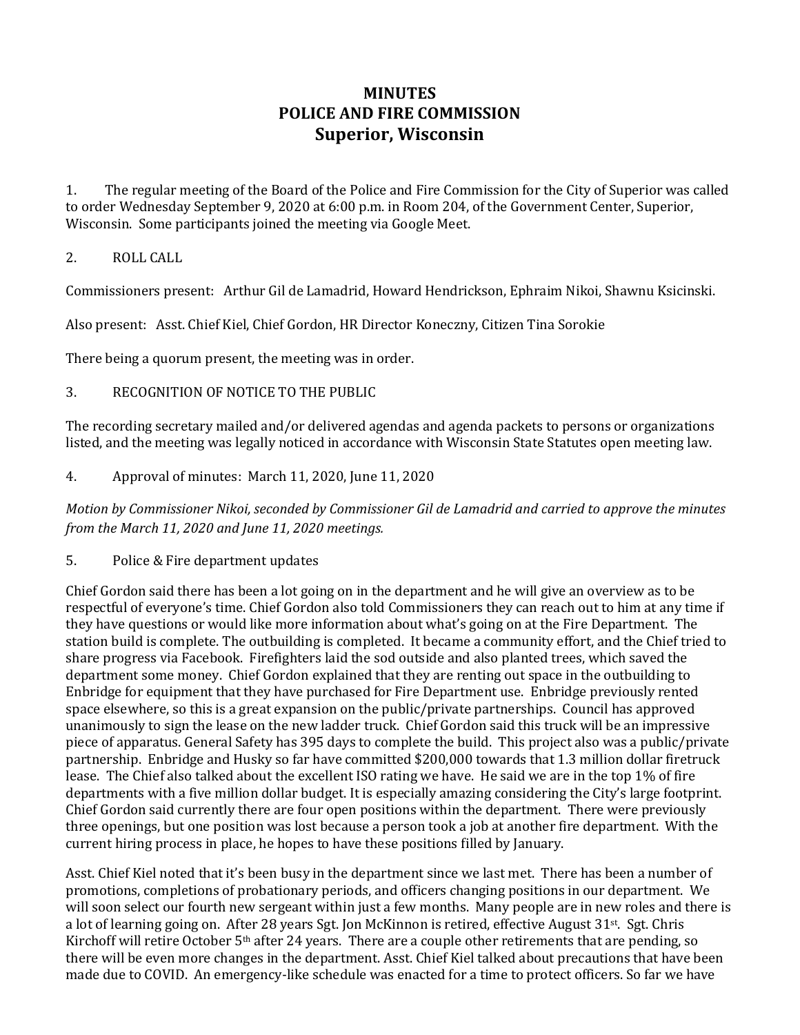# MINUTES
# POLICE AND FIRE COMMISSION
# Superior, Wisconsin

1. The regular meeting of the Board of the Police and Fire Commission for the City of Superior was called to order Wednesday September 9, 2020 at 6:00 p.m. in Room 204, of the Government Center, Superior, Wisconsin. Some participants joined the meeting via Google Meet.

2. ROLL CALL

Commissioners present: Arthur Gil de Lamadrid, Howard Hendrickson, Ephraim Nikoi, Shawnu Ksicinski.

Also present: Asst. Chief Kiel, Chief Gordon, HR Director Koneczny, Citizen Tina Sorokie

There being a quorum present, the meeting was in order.

3. RECOGNITION OF NOTICE TO THE PUBLIC

The recording secretary mailed and/or delivered agendas and agenda packets to persons or organizations listed, and the meeting was legally noticed in accordance with Wisconsin State Statutes open meeting law.

4. Approval of minutes: March 11, 2020, June 11, 2020

*Motion by Commissioner Nikoi, seconded by Commissioner Gil de Lamadrid and carried to approve the minutes from the March 11, 2020 and June 11, 2020 meetings.*

5. Police & Fire department updates

Chief Gordon said there has been a lot going on in the department and he will give an overview as to be respectful of everyone's time. Chief Gordon also told Commissioners they can reach out to him at any time if they have questions or would like more information about what's going on at the Fire Department. The station build is complete. The outbuilding is completed. It became a community effort, and the Chief tried to share progress via Facebook. Firefighters laid the sod outside and also planted trees, which saved the department some money. Chief Gordon explained that they are renting out space in the outbuilding to Enbridge for equipment that they have purchased for Fire Department use. Enbridge previously rented space elsewhere, so this is a great expansion on the public/private partnerships. Council has approved unanimously to sign the lease on the new ladder truck. Chief Gordon said this truck will be an impressive piece of apparatus. General Safety has 395 days to complete the build. This project also was a public/private partnership. Enbridge and Husky so far have committed $200,000 towards that 1.3 million dollar firetruck lease. The Chief also talked about the excellent ISO rating we have. He said we are in the top 1% of fire departments with a five million dollar budget. It is especially amazing considering the City's large footprint. Chief Gordon said currently there are four open positions within the department. There were previously three openings, but one position was lost because a person took a job at another fire department. With the current hiring process in place, he hopes to have these positions filled by January.

Asst. Chief Kiel noted that it's been busy in the department since we last met. There has been a number of promotions, completions of probationary periods, and officers changing positions in our department. We will soon select our fourth new sergeant within just a few months. Many people are in new roles and there is a lot of learning going on. After 28 years Sgt. Jon McKinnon is retired, effective August 31st. Sgt. Chris Kirchoff will retire October 5th after 24 years. There are a couple other retirements that are pending, so there will be even more changes in the department. Asst. Chief Kiel talked about precautions that have been made due to COVID. An emergency-like schedule was enacted for a time to protect officers. So far we have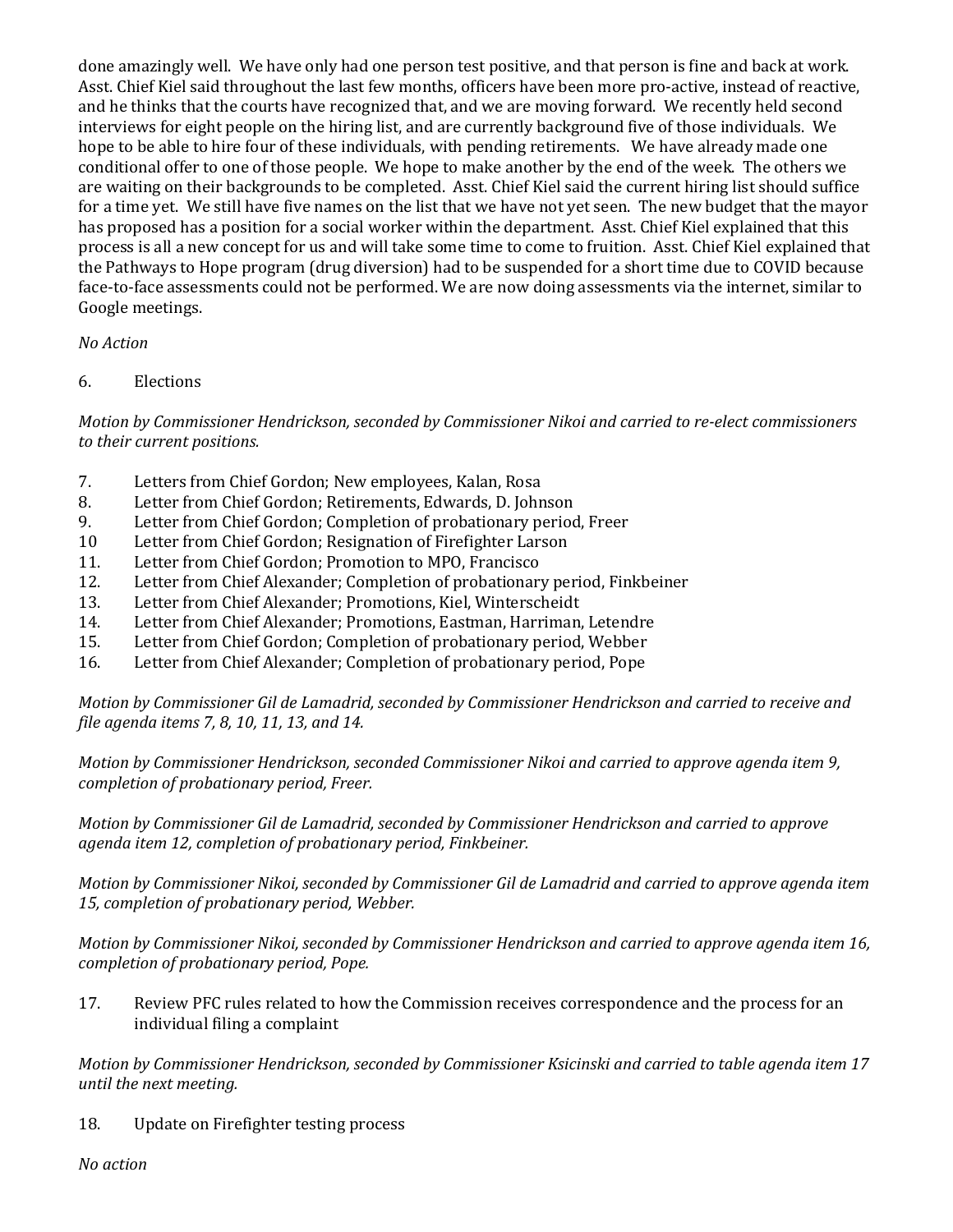done amazingly well. We have only had one person test positive, and that person is fine and back at work. Asst. Chief Kiel said throughout the last few months, officers have been more pro-active, instead of reactive, and he thinks that the courts have recognized that, and we are moving forward. We recently held second interviews for eight people on the hiring list, and are currently background five of those individuals. We hope to be able to hire four of these individuals, with pending retirements. We have already made one conditional offer to one of those people. We hope to make another by the end of the week. The others we are waiting on their backgrounds to be completed. Asst. Chief Kiel said the current hiring list should suffice for a time yet. We still have five names on the list that we have not yet seen. The new budget that the mayor has proposed has a position for a social worker within the department. Asst. Chief Kiel explained that this process is all a new concept for us and will take some time to come to fruition. Asst. Chief Kiel explained that the Pathways to Hope program (drug diversion) had to be suspended for a short time due to COVID because face-to-face assessments could not be performed. We are now doing assessments via the internet, similar to Google meetings.

*No Action*

6. Elections

*Motion by Commissioner Hendrickson, seconded by Commissioner Nikoi and carried to re-elect commissioners to their current positions.*

7. Letters from Chief Gordon; New employees, Kalan, Rosa
8. Letter from Chief Gordon; Retirements, Edwards, D. Johnson
9. Letter from Chief Gordon; Completion of probationary period, Freer
10 Letter from Chief Gordon; Resignation of Firefighter Larson
11. Letter from Chief Gordon; Promotion to MPO, Francisco
12. Letter from Chief Alexander; Completion of probationary period, Finkbeiner
13. Letter from Chief Alexander; Promotions, Kiel, Winterscheidt
14. Letter from Chief Alexander; Promotions, Eastman, Harriman, Letendre
15. Letter from Chief Gordon; Completion of probationary period, Webber
16. Letter from Chief Alexander; Completion of probationary period, Pope

*Motion by Commissioner Gil de Lamadrid, seconded by Commissioner Hendrickson and carried to receive and file agenda items 7, 8, 10, 11, 13, and 14.*

*Motion by Commissioner Hendrickson, seconded Commissioner Nikoi and carried to approve agenda item 9, completion of probationary period, Freer.*

*Motion by Commissioner Gil de Lamadrid, seconded by Commissioner Hendrickson and carried to approve agenda item 12, completion of probationary period, Finkbeiner.*

*Motion by Commissioner Nikoi, seconded by Commissioner Gil de Lamadrid and carried to approve agenda item 15, completion of probationary period, Webber.*

*Motion by Commissioner Nikoi, seconded by Commissioner Hendrickson and carried to approve agenda item 16, completion of probationary period, Pope.*

17. Review PFC rules related to how the Commission receives correspondence and the process for an individual filing a complaint

*Motion by Commissioner Hendrickson, seconded by Commissioner Ksicinski and carried to table agenda item 17 until the next meeting.*

18. Update on Firefighter testing process

*No action*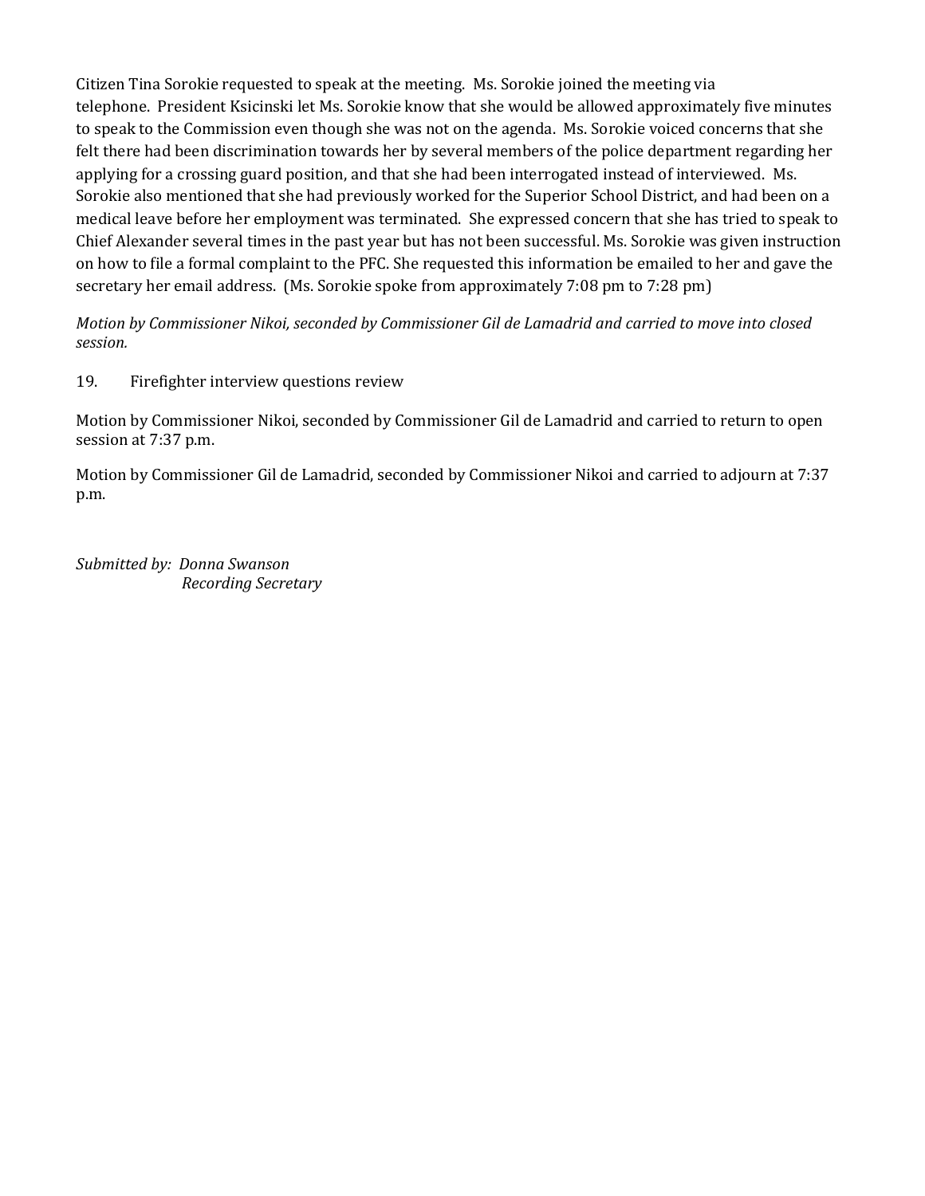Citizen Tina Sorokie requested to speak at the meeting. Ms. Sorokie joined the meeting via telephone. President Ksicinski let Ms. Sorokie know that she would be allowed approximately five minutes to speak to the Commission even though she was not on the agenda. Ms. Sorokie voiced concerns that she felt there had been discrimination towards her by several members of the police department regarding her applying for a crossing guard position, and that she had been interrogated instead of interviewed. Ms. Sorokie also mentioned that she had previously worked for the Superior School District, and had been on a medical leave before her employment was terminated. She expressed concern that she has tried to speak to Chief Alexander several times in the past year but has not been successful. Ms. Sorokie was given instruction on how to file a formal complaint to the PFC. She requested this information be emailed to her and gave the secretary her email address. (Ms. Sorokie spoke from approximately 7:08 pm to 7:28 pm)

*Motion by Commissioner Nikoi, seconded by Commissioner Gil de Lamadrid and carried to move into closed session.*

19. Firefighter interview questions review

Motion by Commissioner Nikoi, seconded by Commissioner Gil de Lamadrid and carried to return to open session at 7:37 p.m.

Motion by Commissioner Gil de Lamadrid, seconded by Commissioner Nikoi and carried to adjourn at 7:37 p.m.

*Submitted by: Donna Swanson*
*Recording Secretary*